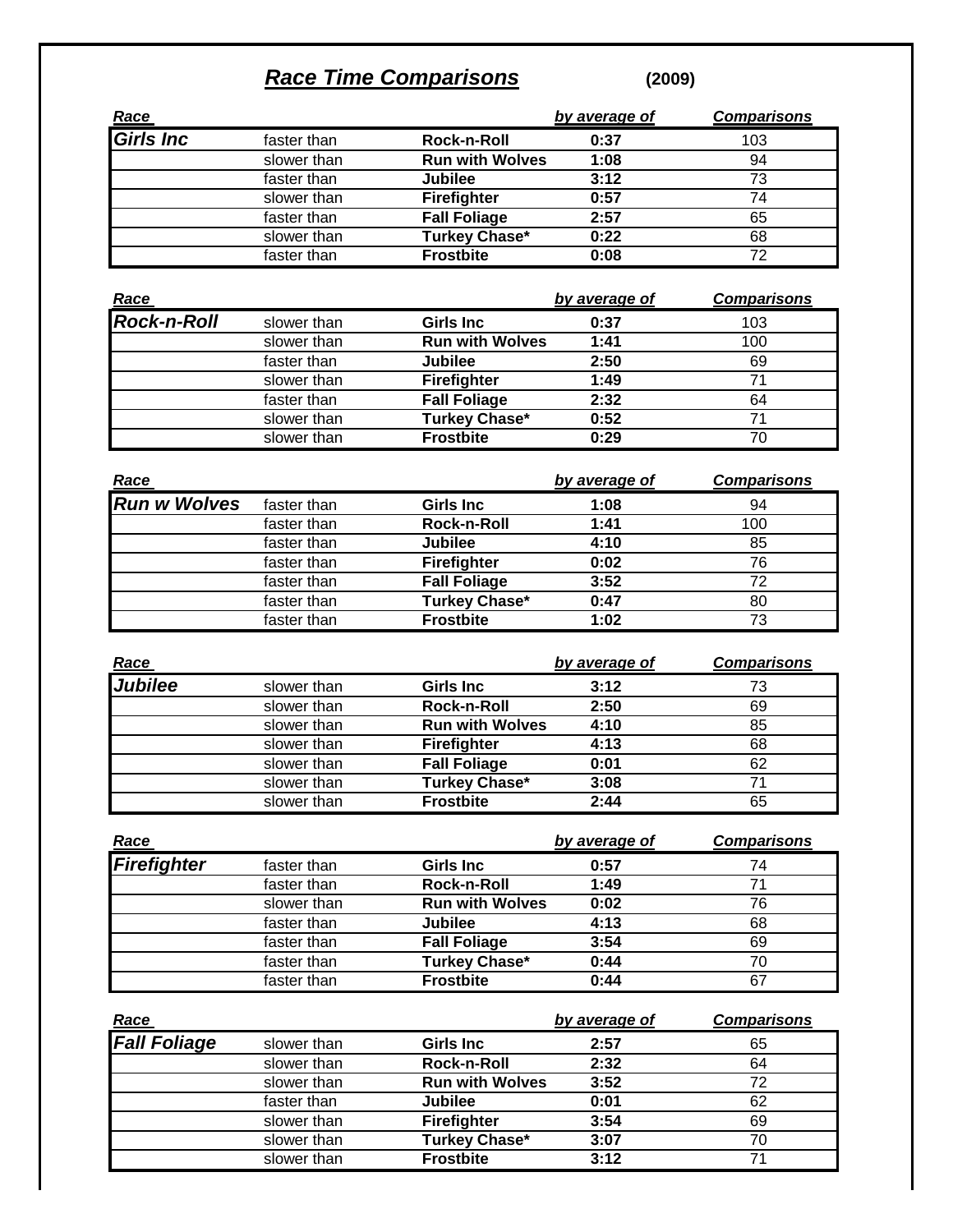# *Race Time Comparisons* (2009)

| Race | | | by average of | Comparisons |
|---|---|---|---|---|
| ***Girls Inc*** | faster than | **Rock-n-Roll** | **0:37** | 103 |
| | slower than | **Run with Wolves** | **1:08** | 94 |
| | faster than | **Jubilee** | **3:12** | 73 |
| | slower than | **Firefighter** | **0:57** | 74 |
| | faster than | **Fall Foliage** | **2:57** | 65 |
| | slower than | **Turkey Chase*** | **0:22** | 68 |
| | faster than | **Frostbite** | **0:08** | 72 |

| Race | | | by average of | Comparisons |
|---|---|---|---|---|
| ***Rock-n-Roll*** | slower than | **Girls Inc** | **0:37** | 103 |
| | slower than | **Run with Wolves** | **1:41** | 100 |
| | faster than | **Jubilee** | **2:50** | 69 |
| | slower than | **Firefighter** | **1:49** | 71 |
| | faster than | **Fall Foliage** | **2:32** | 64 |
| | slower than | **Turkey Chase*** | **0:52** | 71 |
| | slower than | **Frostbite** | **0:29** | 70 |

| Race | | | by average of | Comparisons |
|---|---|---|---|---|
| ***Run w Wolves*** | faster than | **Girls Inc** | **1:08** | 94 |
| | faster than | **Rock-n-Roll** | **1:41** | 100 |
| | faster than | **Jubilee** | **4:10** | 85 |
| | faster than | **Firefighter** | **0:02** | 76 |
| | faster than | **Fall Foliage** | **3:52** | 72 |
| | faster than | **Turkey Chase*** | **0:47** | 80 |
| | faster than | **Frostbite** | **1:02** | 73 |

| Race | | | by average of | Comparisons |
|---|---|---|---|---|
| ***Jubilee*** | slower than | **Girls Inc** | **3:12** | 73 |
| | slower than | **Rock-n-Roll** | **2:50** | 69 |
| | slower than | **Run with Wolves** | **4:10** | 85 |
| | slower than | **Firefighter** | **4:13** | 68 |
| | slower than | **Fall Foliage** | **0:01** | 62 |
| | slower than | **Turkey Chase*** | **3:08** | 71 |
| | slower than | **Frostbite** | **2:44** | 65 |

| Race | | | by average of | Comparisons |
|---|---|---|---|---|
| ***Firefighter*** | faster than | **Girls Inc** | **0:57** | 74 |
| | faster than | **Rock-n-Roll** | **1:49** | 71 |
| | slower than | **Run with Wolves** | **0:02** | 76 |
| | faster than | **Jubilee** | **4:13** | 68 |
| | faster than | **Fall Foliage** | **3:54** | 69 |
| | faster than | **Turkey Chase*** | **0:44** | 70 |
| | faster than | **Frostbite** | **0:44** | 67 |

| Race | | | by average of | Comparisons |
|---|---|---|---|---|
| ***Fall Foliage*** | slower than | **Girls Inc** | **2:57** | 65 |
| | slower than | **Rock-n-Roll** | **2:32** | 64 |
| | slower than | **Run with Wolves** | **3:52** | 72 |
| | faster than | **Jubilee** | **0:01** | 62 |
| | slower than | **Firefighter** | **3:54** | 69 |
| | slower than | **Turkey Chase*** | **3:07** | 70 |
| | slower than | **Frostbite** | **3:12** | 71 |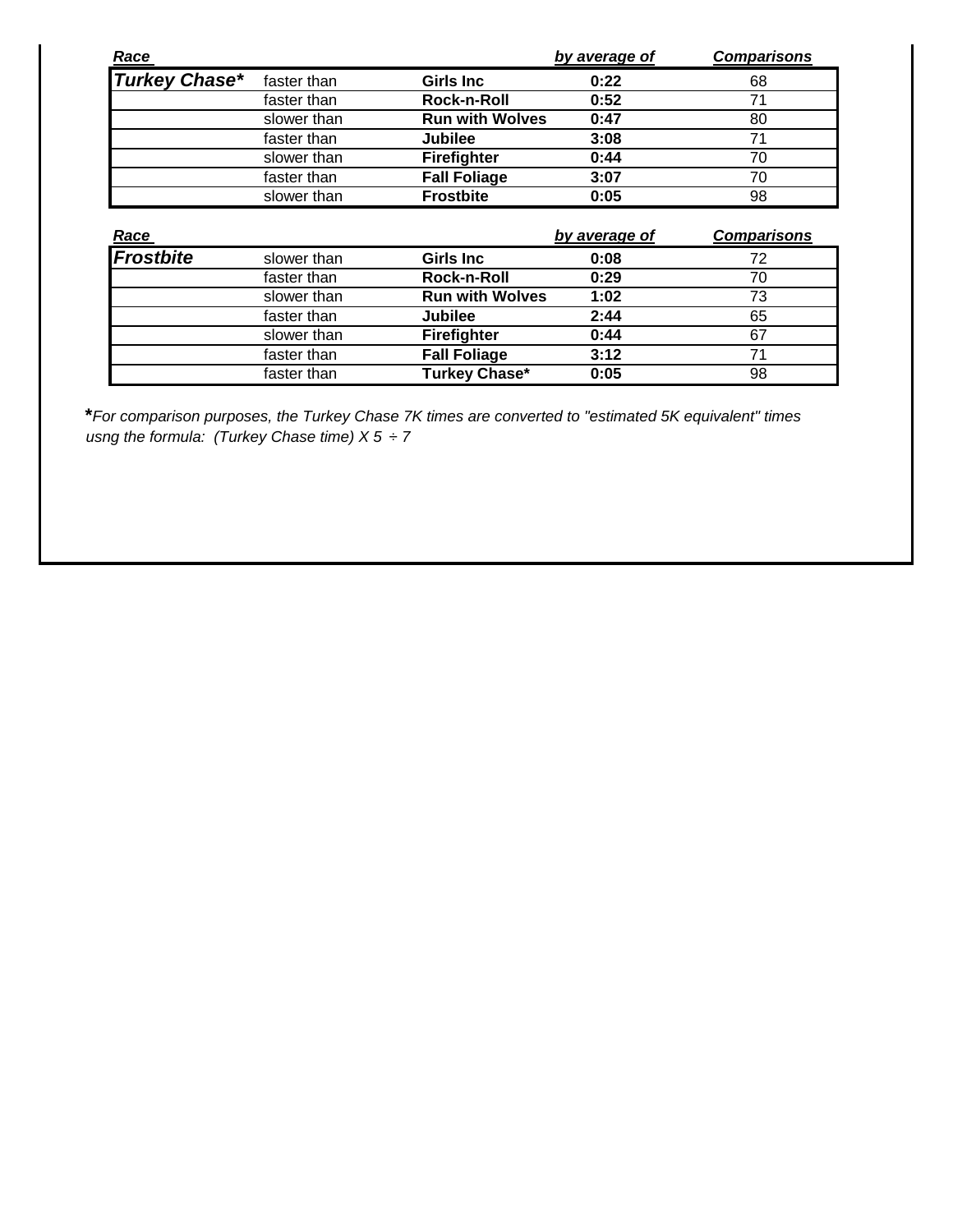| Race |  |  | by average of | Comparisons |
|---|---|---|---|---|
| **Turkey Chase*** | faster than | **Girls Inc** | **0:22** | 68 |
|  | faster than | **Rock-n-Roll** | **0:52** | 71 |
|  | slower than | **Run with Wolves** | **0:47** | 80 |
|  | faster than | **Jubilee** | **3:08** | 71 |
|  | slower than | **Firefighter** | **0:44** | 70 |
|  | faster than | **Fall Foliage** | **3:07** | 70 |
|  | slower than | **Frostbite** | **0:05** | 98 |

| Race |  |  | by average of | Comparisons |
|---|---|---|---|---|
| **Frostbite** | slower than | **Girls Inc** | **0:08** | 72 |
|  | faster than | **Rock-n-Roll** | **0:29** | 70 |
|  | slower than | **Run with Wolves** | **1:02** | 73 |
|  | faster than | **Jubilee** | **2:44** | 65 |
|  | slower than | **Firefighter** | **0:44** | 67 |
|  | faster than | **Fall Foliage** | **3:12** | 71 |
|  | faster than | **Turkey Chase*** | **0:05** | 98 |

***** *For comparison purposes, the Turkey Chase 7K times are converted to "estimated 5K equivalent" times usng the formula: (Turkey Chase time) X 5 ÷ 7*